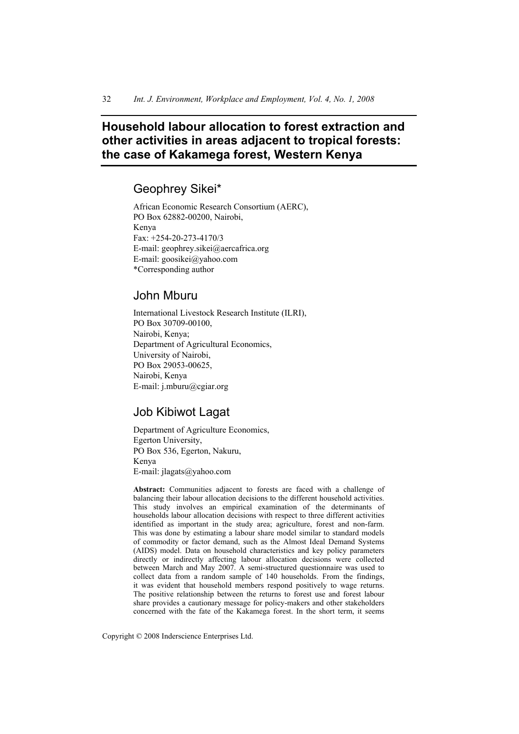# Household labour allocation to forest extraction and other activities in areas adjacent to tropical forests: the case of Kakamega forest, Western Kenya

## Geophrey Sikei*

African Economic Research Consortium (AERC),
PO Box 62882-00200, Nairobi,
Kenya
Fax: +254-20-273-4170/3
E-mail: geophrey.sikei@aercafrica.org
E-mail: goosikei@yahoo.com
*Corresponding author

## John Mburu

International Livestock Research Institute (ILRI),
PO Box 30709-00100,
Nairobi, Kenya;
Department of Agricultural Economics,
University of Nairobi,
PO Box 29053-00625,
Nairobi, Kenya
E-mail: j.mburu@cgiar.org

## Job Kibiwot Lagat

Department of Agriculture Economics,
Egerton University,
PO Box 536, Egerton, Nakuru,
Kenya
E-mail: jlagats@yahoo.com

**Abstract:** Communities adjacent to forests are faced with a challenge of balancing their labour allocation decisions to the different household activities. This study involves an empirical examination of the determinants of households labour allocation decisions with respect to three different activities identified as important in the study area; agriculture, forest and non-farm. This was done by estimating a labour share model similar to standard models of commodity or factor demand, such as the Almost Ideal Demand Systems (AIDS) model. Data on household characteristics and key policy parameters directly or indirectly affecting labour allocation decisions were collected between March and May 2007. A semi-structured questionnaire was used to collect data from a random sample of 140 households. From the findings, it was evident that household members respond positively to wage returns. The positive relationship between the returns to forest use and forest labour share provides a cautionary message for policy-makers and other stakeholders concerned with the fate of the Kakamega forest. In the short term, it seems

Copyright © 2008 Inderscience Enterprises Ltd.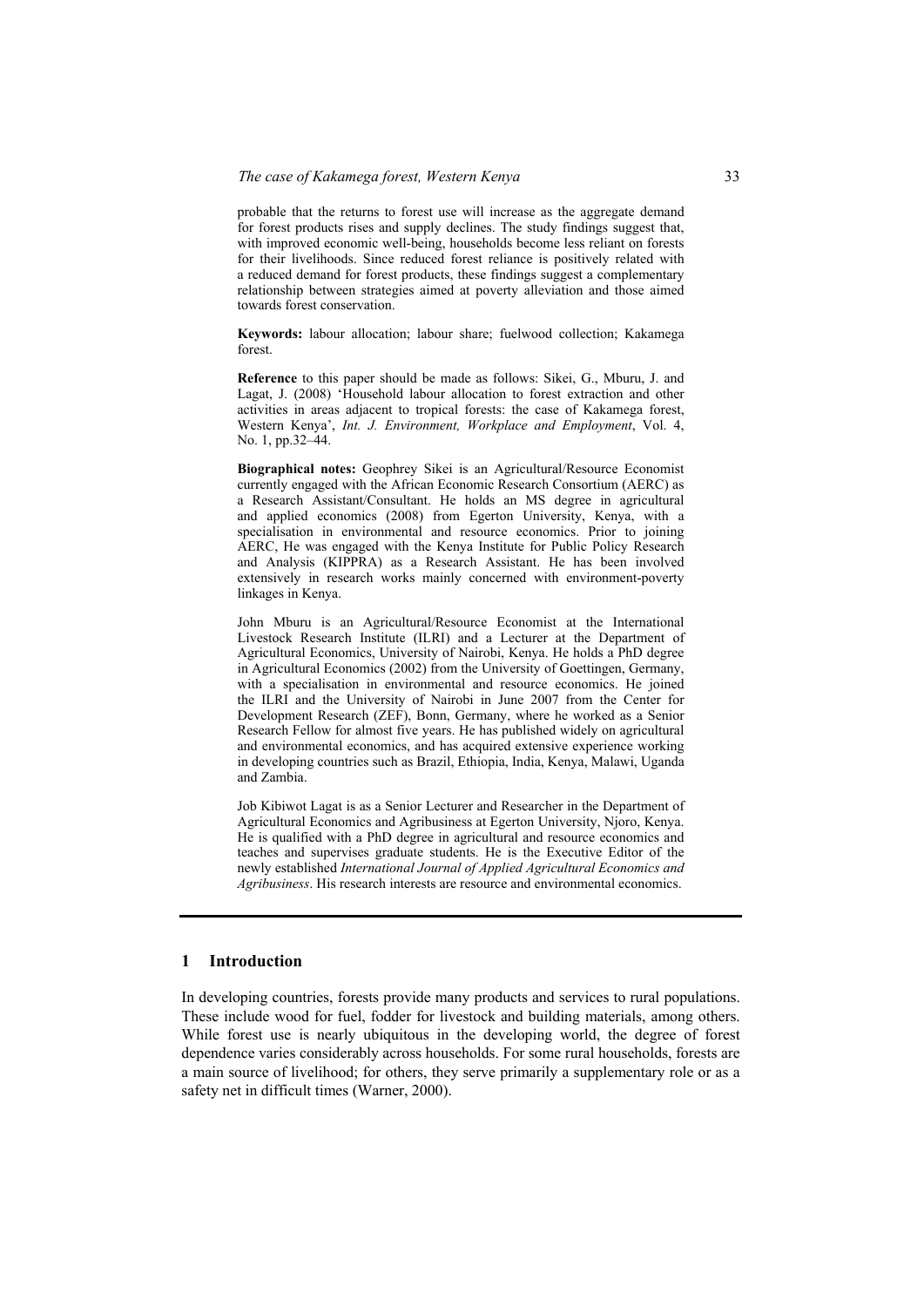probable that the returns to forest use will increase as the aggregate demand for forest products rises and supply declines. The study findings suggest that, with improved economic well-being, households become less reliant on forests for their livelihoods. Since reduced forest reliance is positively related with a reduced demand for forest products, these findings suggest a complementary relationship between strategies aimed at poverty alleviation and those aimed towards forest conservation.

**Keywords:** labour allocation; labour share; fuelwood collection; Kakamega forest.

**Reference** to this paper should be made as follows: Sikei, G., Mburu, J. and Lagat, J. (2008) 'Household labour allocation to forest extraction and other activities in areas adjacent to tropical forests: the case of Kakamega forest, Western Kenya', *Int. J. Environment, Workplace and Employment*, Vol. 4, No. 1, pp.32–44.

**Biographical notes:** Geophrey Sikei is an Agricultural/Resource Economist currently engaged with the African Economic Research Consortium (AERC) as a Research Assistant/Consultant. He holds an MS degree in agricultural and applied economics (2008) from Egerton University, Kenya, with a specialisation in environmental and resource economics. Prior to joining AERC, He was engaged with the Kenya Institute for Public Policy Research and Analysis (KIPPRA) as a Research Assistant. He has been involved extensively in research works mainly concerned with environment-poverty linkages in Kenya.

John Mburu is an Agricultural/Resource Economist at the International Livestock Research Institute (ILRI) and a Lecturer at the Department of Agricultural Economics, University of Nairobi, Kenya. He holds a PhD degree in Agricultural Economics (2002) from the University of Goettingen, Germany, with a specialisation in environmental and resource economics. He joined the ILRI and the University of Nairobi in June 2007 from the Center for Development Research (ZEF), Bonn, Germany, where he worked as a Senior Research Fellow for almost five years. He has published widely on agricultural and environmental economics, and has acquired extensive experience working in developing countries such as Brazil, Ethiopia, India, Kenya, Malawi, Uganda and Zambia.

Job Kibiwot Lagat is as a Senior Lecturer and Researcher in the Department of Agricultural Economics and Agribusiness at Egerton University, Njoro, Kenya. He is qualified with a PhD degree in agricultural and resource economics and teaches and supervises graduate students. He is the Executive Editor of the newly established *International Journal of Applied Agricultural Economics and Agribusiness*. His research interests are resource and environmental economics.

## 1 Introduction

In developing countries, forests provide many products and services to rural populations. These include wood for fuel, fodder for livestock and building materials, among others. While forest use is nearly ubiquitous in the developing world, the degree of forest dependence varies considerably across households. For some rural households, forests are a main source of livelihood; for others, they serve primarily a supplementary role or as a safety net in difficult times (Warner, 2000).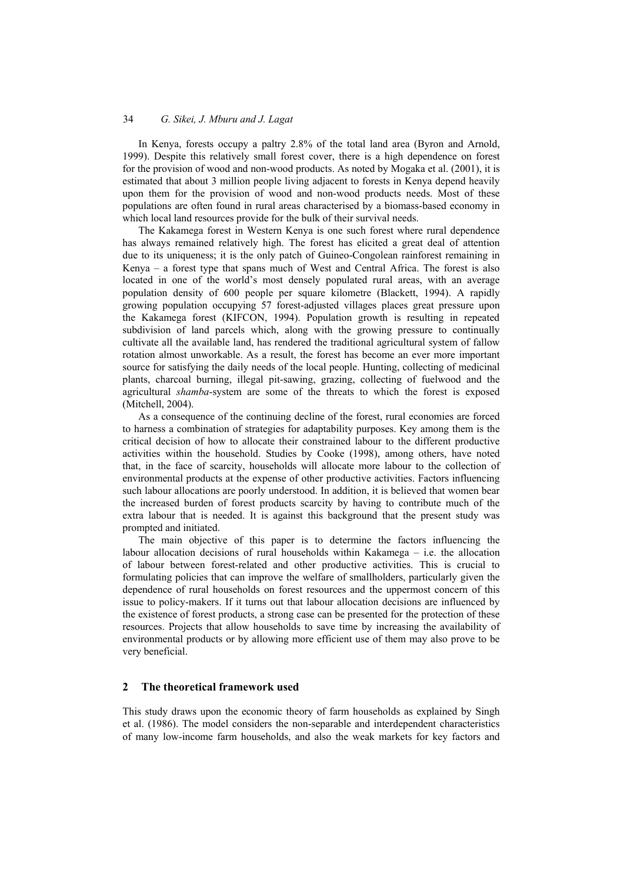In Kenya, forests occupy a paltry 2.8% of the total land area (Byron and Arnold, 1999). Despite this relatively small forest cover, there is a high dependence on forest for the provision of wood and non-wood products. As noted by Mogaka et al. (2001), it is estimated that about 3 million people living adjacent to forests in Kenya depend heavily upon them for the provision of wood and non-wood products needs. Most of these populations are often found in rural areas characterised by a biomass-based economy in which local land resources provide for the bulk of their survival needs.

The Kakamega forest in Western Kenya is one such forest where rural dependence has always remained relatively high. The forest has elicited a great deal of attention due to its uniqueness; it is the only patch of Guineo-Congolean rainforest remaining in Kenya – a forest type that spans much of West and Central Africa. The forest is also located in one of the world's most densely populated rural areas, with an average population density of 600 people per square kilometre (Blackett, 1994). A rapidly growing population occupying 57 forest-adjusted villages places great pressure upon the Kakamega forest (KIFCON, 1994). Population growth is resulting in repeated subdivision of land parcels which, along with the growing pressure to continually cultivate all the available land, has rendered the traditional agricultural system of fallow rotation almost unworkable. As a result, the forest has become an ever more important source for satisfying the daily needs of the local people. Hunting, collecting of medicinal plants, charcoal burning, illegal pit-sawing, grazing, collecting of fuelwood and the agricultural *shamba*-system are some of the threats to which the forest is exposed (Mitchell, 2004).

As a consequence of the continuing decline of the forest, rural economies are forced to harness a combination of strategies for adaptability purposes. Key among them is the critical decision of how to allocate their constrained labour to the different productive activities within the household. Studies by Cooke (1998), among others, have noted that, in the face of scarcity, households will allocate more labour to the collection of environmental products at the expense of other productive activities. Factors influencing such labour allocations are poorly understood. In addition, it is believed that women bear the increased burden of forest products scarcity by having to contribute much of the extra labour that is needed. It is against this background that the present study was prompted and initiated.

The main objective of this paper is to determine the factors influencing the labour allocation decisions of rural households within Kakamega – i.e. the allocation of labour between forest-related and other productive activities. This is crucial to formulating policies that can improve the welfare of smallholders, particularly given the dependence of rural households on forest resources and the uppermost concern of this issue to policy-makers. If it turns out that labour allocation decisions are influenced by the existence of forest products, a strong case can be presented for the protection of these resources. Projects that allow households to save time by increasing the availability of environmental products or by allowing more efficient use of them may also prove to be very beneficial.

## 2 The theoretical framework used

This study draws upon the economic theory of farm households as explained by Singh et al. (1986). The model considers the non-separable and interdependent characteristics of many low-income farm households, and also the weak markets for key factors and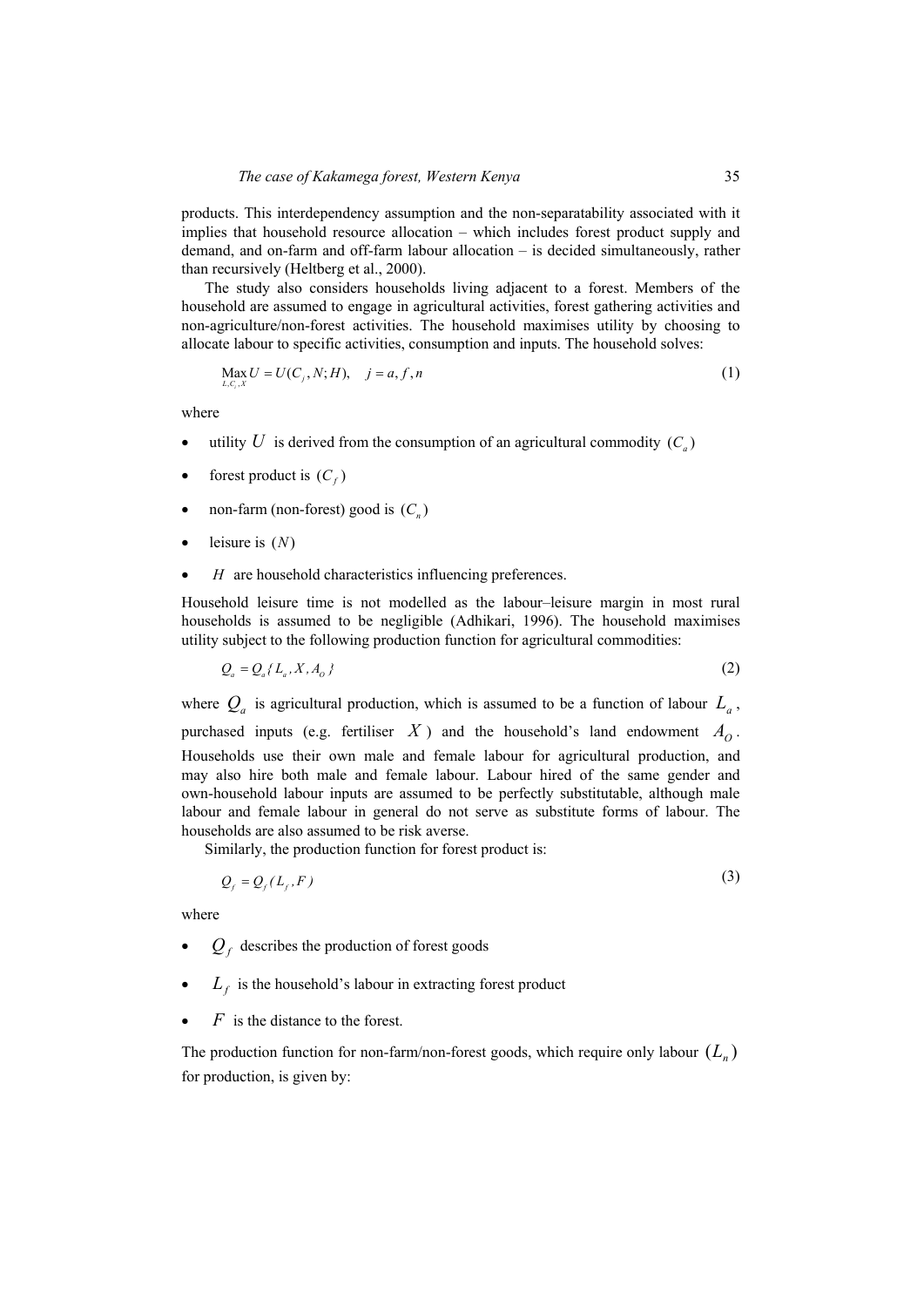products. This interdependency assumption and the non-separatability associated with it implies that household resource allocation – which includes forest product supply and demand, and on-farm and off-farm labour allocation – is decided simultaneously, rather than recursively (Heltberg et al., 2000).

The study also considers households living adjacent to a forest. Members of the household are assumed to engage in agricultural activities, forest gathering activities and non-agriculture/non-forest activities. The household maximises utility by choosing to allocate labour to specific activities, consumption and inputs. The household solves:

$$\operatorname*{Max}_{L,C_j,X} U = U(C_j, N; H), \quad j = a, f, n \tag{1}$$

where

- utility $U$ is derived from the consumption of an agricultural commodity $(C_a)$
- forest product is $(C_f)$
- non-farm (non-forest) good is $(C_n)$
- leisure is $(N)$
- $H$ are household characteristics influencing preferences.

Household leisure time is not modelled as the labour–leisure margin in most rural households is assumed to be negligible (Adhikari, 1996). The household maximises utility subject to the following production function for agricultural commodities:

$$Q_a = Q_a\{L_a, X, A_O\} \tag{2}$$

where $Q_a$ is agricultural production, which is assumed to be a function of labour $L_a$, purchased inputs (e.g. fertiliser $X$) and the household's land endowment $A_O$. Households use their own male and female labour for agricultural production, and may also hire both male and female labour. Labour hired of the same gender and own-household labour inputs are assumed to be perfectly substitutable, although male labour and female labour in general do not serve as substitute forms of labour. The households are also assumed to be risk averse.

Similarly, the production function for forest product is:

$$Q_f = Q_f(L_f, F) \tag{3}$$

where

- $Q_f$ describes the production of forest goods
- $L_f$ is the household's labour in extracting forest product
- $F$ is the distance to the forest.

The production function for non-farm/non-forest goods, which require only labour $(L_n)$ for production, is given by: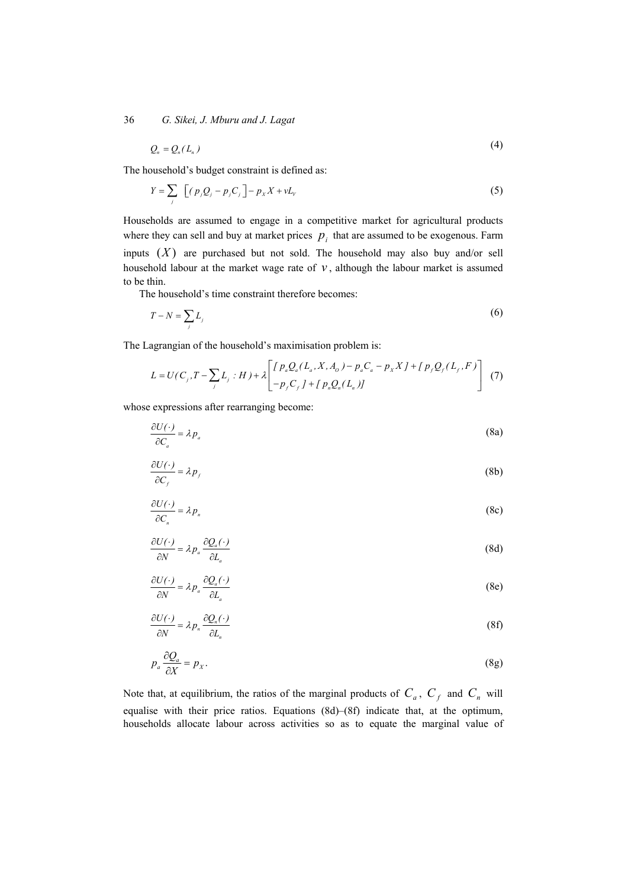$$Q_n = Q_n(L_n) \tag{4}$$

The household's budget constraint is defined as:

$$Y = \sum_j \left[ (p_j Q_j - p_j C_j \right] - p_X X + vL_V \tag{5}$$

Households are assumed to engage in a competitive market for agricultural products where they can sell and buy at market prices $p_i$ that are assumed to be exogenous. Farm inputs $(X)$ are purchased but not sold. The household may also buy and/or sell household labour at the market wage rate of $v$, although the labour market is assumed to be thin.

The household's time constraint therefore becomes:

$$T - N = \sum_j L_j \tag{6}$$

The Lagrangian of the household's maximisation problem is:

$$L = U(C_j, T - \sum_j L_j : H) + \lambda \begin{bmatrix} [p_a Q_a(L_a, X, A_O) - p_a C_a - p_X X] + [p_f Q_f(L_f, F) \\ -p_f C_f] + [p_n Q_n(L_n)] \end{bmatrix} \tag{7}$$

whose expressions after rearranging become:

$$\frac{\partial U(\cdot)}{\partial C_a} = \lambda p_a \tag{8a}$$

$$\frac{\partial U(\cdot)}{\partial C_f} = \lambda p_f \tag{8b}$$

$$\frac{\partial U(\cdot)}{\partial C_n} = \lambda p_n \tag{8c}$$

$$\frac{\partial U(\cdot)}{\partial N} = \lambda p_a \frac{\partial Q_a(\cdot)}{\partial L_a} \tag{8d}$$

$$\frac{\partial U(\cdot)}{\partial N} = \lambda p_a \frac{\partial Q_a(\cdot)}{\partial L_a} \tag{8e}$$

$$\frac{\partial U(\cdot)}{\partial N} = \lambda p_n \frac{\partial Q_n(\cdot)}{\partial L_n} \tag{8f}$$

$$p_a \frac{\partial Q_a}{\partial X} = p_X. \tag{8g}$$

Note that, at equilibrium, the ratios of the marginal products of $C_a$, $C_f$ and $C_n$ will equalise with their price ratios. Equations (8d)–(8f) indicate that, at the optimum, households allocate labour across activities so as to equate the marginal value of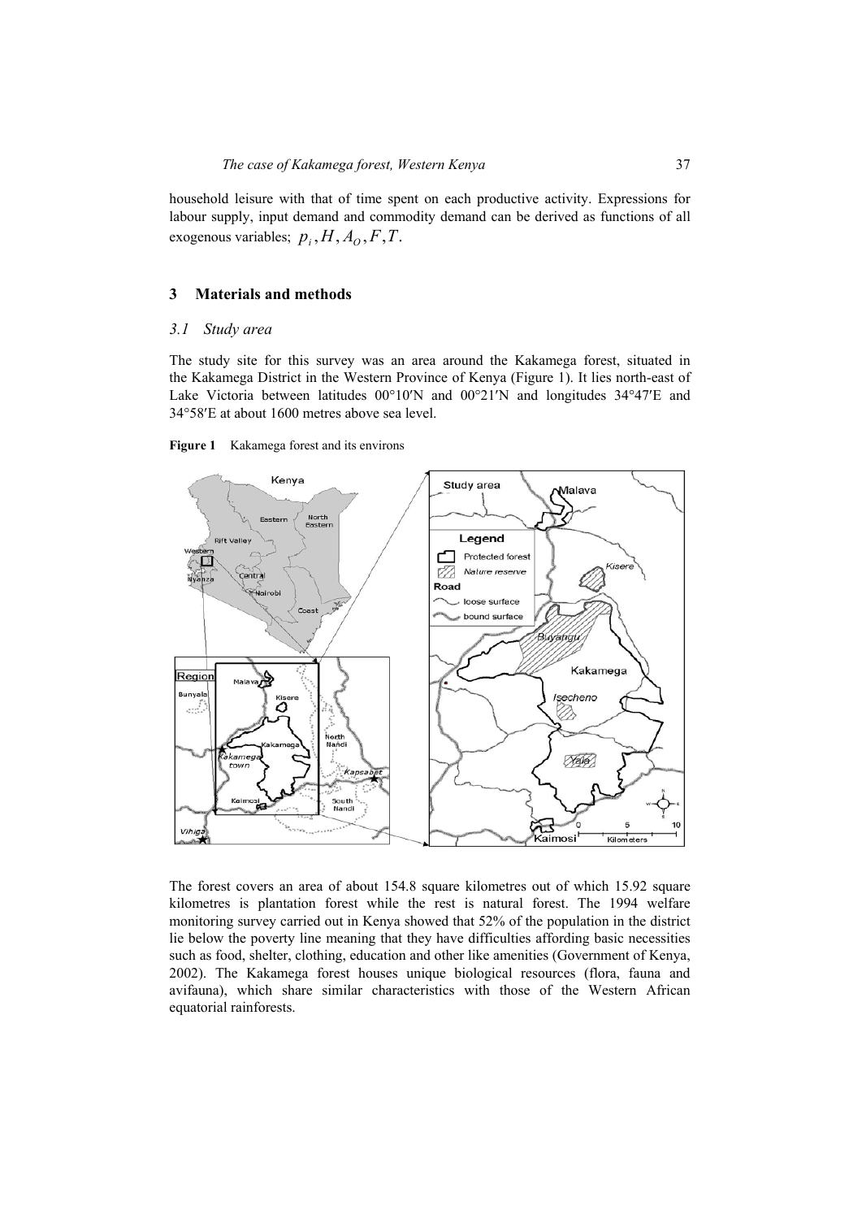household leisure with that of time spent on each productive activity. Expressions for labour supply, input demand and commodity demand can be derived as functions of all exogenous variables; $p_i, H, A_O, F, T$.

## 3 Materials and methods

### 3.1 Study area

The study site for this survey was an area around the Kakamega forest, situated in the Kakamega District in the Western Province of Kenya (Figure 1). It lies north-east of Lake Victoria between latitudes 00°10′N and 00°21′N and longitudes 34°47′E and 34°58′E at about 1600 metres above sea level.

**Figure 1** Kakamega forest and its environs

The forest covers an area of about 154.8 square kilometres out of which 15.92 square kilometres is plantation forest while the rest is natural forest. The 1994 welfare monitoring survey carried out in Kenya showed that 52% of the population in the district lie below the poverty line meaning that they have difficulties affording basic necessities such as food, shelter, clothing, education and other like amenities (Government of Kenya, 2002). The Kakamega forest houses unique biological resources (flora, fauna and avifauna), which share similar characteristics with those of the Western African equatorial rainforests.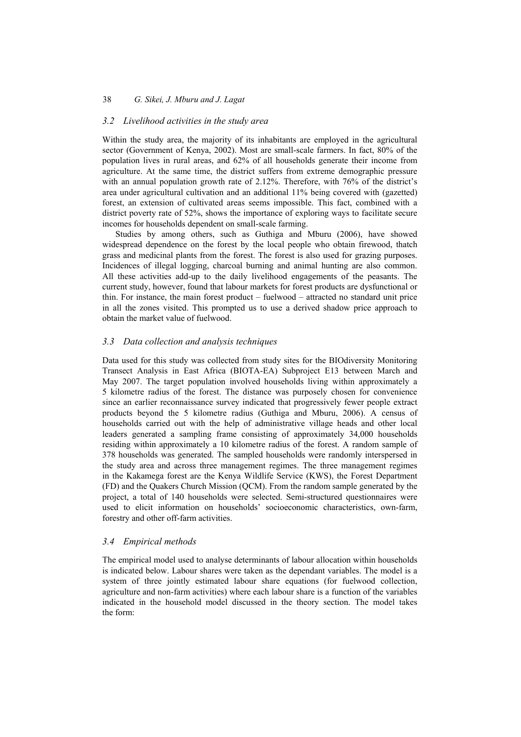### 3.2 Livelihood activities in the study area

Within the study area, the majority of its inhabitants are employed in the agricultural sector (Government of Kenya, 2002). Most are small-scale farmers. In fact, 80% of the population lives in rural areas, and 62% of all households generate their income from agriculture. At the same time, the district suffers from extreme demographic pressure with an annual population growth rate of 2.12%. Therefore, with 76% of the district's area under agricultural cultivation and an additional 11% being covered with (gazetted) forest, an extension of cultivated areas seems impossible. This fact, combined with a district poverty rate of 52%, shows the importance of exploring ways to facilitate secure incomes for households dependent on small-scale farming.

Studies by among others, such as Guthiga and Mburu (2006), have showed widespread dependence on the forest by the local people who obtain firewood, thatch grass and medicinal plants from the forest. The forest is also used for grazing purposes. Incidences of illegal logging, charcoal burning and animal hunting are also common. All these activities add-up to the daily livelihood engagements of the peasants. The current study, however, found that labour markets for forest products are dysfunctional or thin. For instance, the main forest product – fuelwood – attracted no standard unit price in all the zones visited. This prompted us to use a derived shadow price approach to obtain the market value of fuelwood.

### 3.3 Data collection and analysis techniques

Data used for this study was collected from study sites for the BIOdiversity Monitoring Transect Analysis in East Africa (BIOTA-EA) Subproject E13 between March and May 2007. The target population involved households living within approximately a 5 kilometre radius of the forest. The distance was purposely chosen for convenience since an earlier reconnaissance survey indicated that progressively fewer people extract products beyond the 5 kilometre radius (Guthiga and Mburu, 2006). A census of households carried out with the help of administrative village heads and other local leaders generated a sampling frame consisting of approximately 34,000 households residing within approximately a 10 kilometre radius of the forest. A random sample of 378 households was generated. The sampled households were randomly interspersed in the study area and across three management regimes. The three management regimes in the Kakamega forest are the Kenya Wildlife Service (KWS), the Forest Department (FD) and the Quakers Church Mission (QCM). From the random sample generated by the project, a total of 140 households were selected. Semi-structured questionnaires were used to elicit information on households' socioeconomic characteristics, own-farm, forestry and other off-farm activities.

### 3.4 Empirical methods

The empirical model used to analyse determinants of labour allocation within households is indicated below. Labour shares were taken as the dependant variables. The model is a system of three jointly estimated labour share equations (for fuelwood collection, agriculture and non-farm activities) where each labour share is a function of the variables indicated in the household model discussed in the theory section. The model takes the form: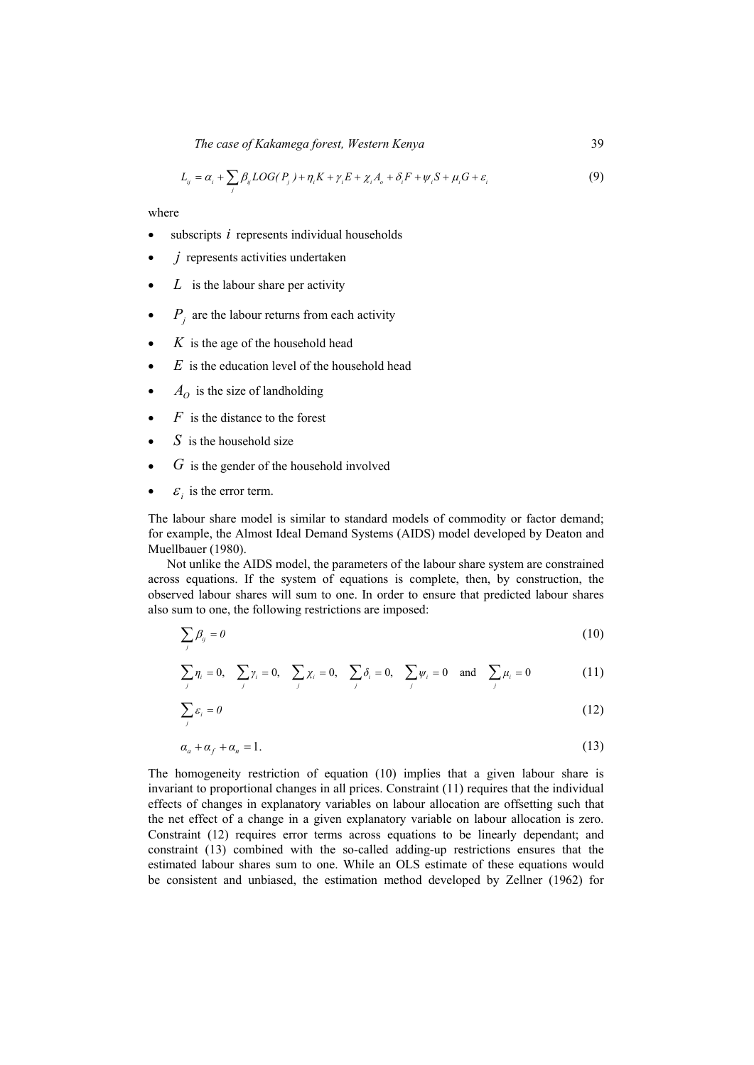$$L_{ij} = \alpha_i + \sum_j \beta_{ij} LOG(P_j) + \eta_i K + \gamma_i E + \chi_i A_o + \delta_i F + \psi_i S + \mu_i G + \varepsilon_i \tag{9}$$

where

- subscripts $i$ represents individual households
- $j$ represents activities undertaken
- $L$ is the labour share per activity
- $P_j$ are the labour returns from each activity
- $K$ is the age of the household head
- $E$ is the education level of the household head
- $A_O$ is the size of landholding
- $F$ is the distance to the forest
- $S$ is the household size
- $G$ is the gender of the household involved
- $\varepsilon_i$ is the error term.

The labour share model is similar to standard models of commodity or factor demand; for example, the Almost Ideal Demand Systems (AIDS) model developed by Deaton and Muellbauer (1980).

Not unlike the AIDS model, the parameters of the labour share system are constrained across equations. If the system of equations is complete, then, by construction, the observed labour shares will sum to one. In order to ensure that predicted labour shares also sum to one, the following restrictions are imposed:

$$\sum_j \beta_{ij} = 0 \tag{10}$$

$$\sum_j \eta_i = 0, \quad \sum_j \gamma_i = 0, \quad \sum_j \chi_i = 0, \quad \sum_j \delta_i = 0, \quad \sum_j \psi_i = 0 \quad \text{and} \quad \sum_j \mu_i = 0 \tag{11}$$

$$\sum_j \varepsilon_i = 0 \tag{12}$$

$$\alpha_a + \alpha_f + \alpha_n = 1. \tag{13}$$

The homogeneity restriction of equation (10) implies that a given labour share is invariant to proportional changes in all prices. Constraint (11) requires that the individual effects of changes in explanatory variables on labour allocation are offsetting such that the net effect of a change in a given explanatory variable on labour allocation is zero. Constraint (12) requires error terms across equations to be linearly dependant; and constraint (13) combined with the so-called adding-up restrictions ensures that the estimated labour shares sum to one. While an OLS estimate of these equations would be consistent and unbiased, the estimation method developed by Zellner (1962) for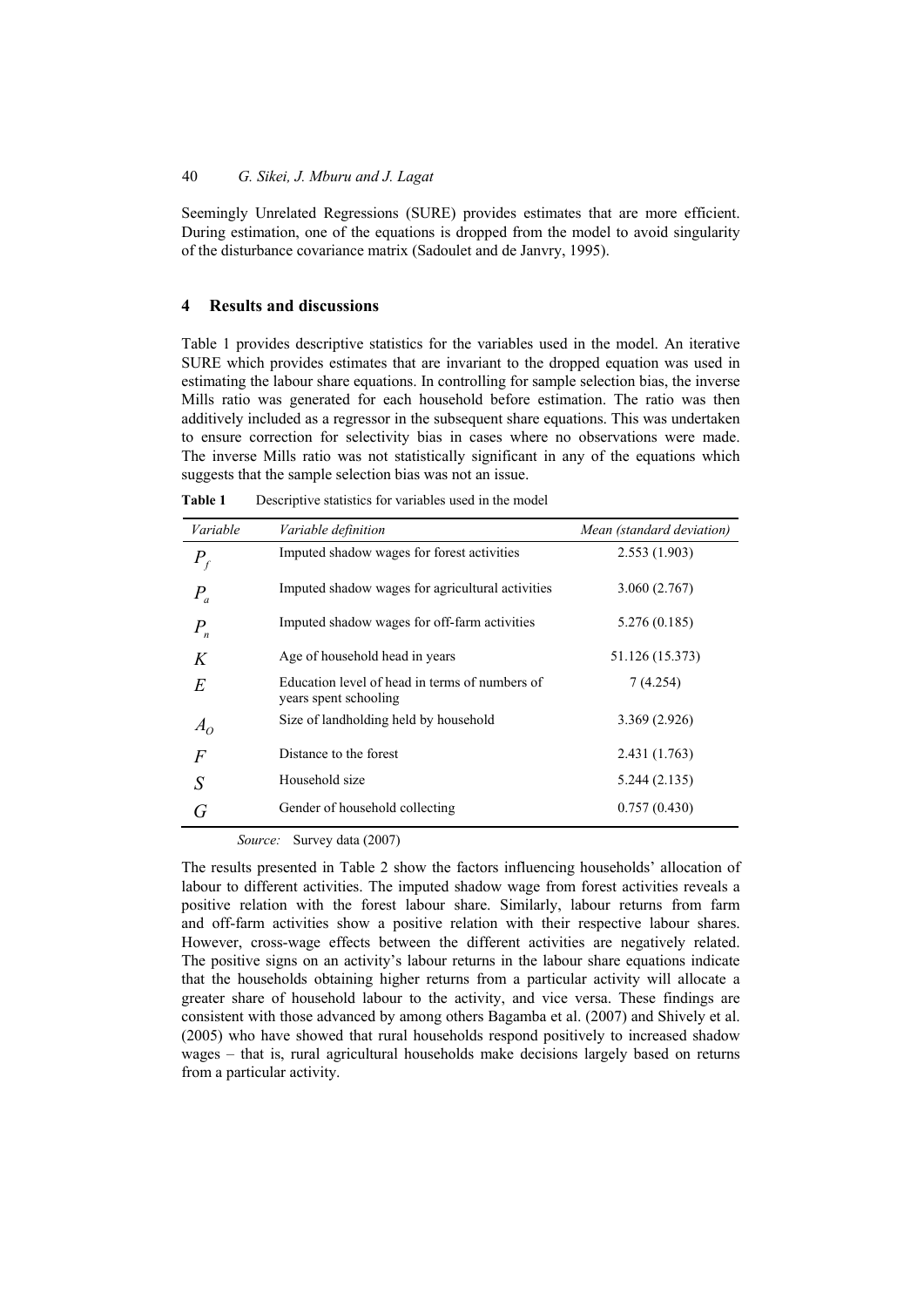Seemingly Unrelated Regressions (SURE) provides estimates that are more efficient. During estimation, one of the equations is dropped from the model to avoid singularity of the disturbance covariance matrix (Sadoulet and de Janvry, 1995).

## 4 Results and discussions

Table 1 provides descriptive statistics for the variables used in the model. An iterative SURE which provides estimates that are invariant to the dropped equation was used in estimating the labour share equations. In controlling for sample selection bias, the inverse Mills ratio was generated for each household before estimation. The ratio was then additively included as a regressor in the subsequent share equations. This was undertaken to ensure correction for selectivity bias in cases where no observations were made. The inverse Mills ratio was not statistically significant in any of the equations which suggests that the sample selection bias was not an issue.

**Table 1** Descriptive statistics for variables used in the model

| *Variable* | *Variable definition* | *Mean (standard deviation)* |
|---|---|---|
| $P_f$ | Imputed shadow wages for forest activities | 2.553 (1.903) |
| $P_a$ | Imputed shadow wages for agricultural activities | 3.060 (2.767) |
| $P_n$ | Imputed shadow wages for off-farm activities | 5.276 (0.185) |
| $K$ | Age of household head in years | 51.126 (15.373) |
| $E$ | Education level of head in terms of numbers of years spent schooling | 7 (4.254) |
| $A_O$ | Size of landholding held by household | 3.369 (2.926) |
| $F$ | Distance to the forest | 2.431 (1.763) |
| $S$ | Household size | 5.244 (2.135) |
| $G$ | Gender of household collecting | 0.757 (0.430) |

*Source:* Survey data (2007)

The results presented in Table 2 show the factors influencing households' allocation of labour to different activities. The imputed shadow wage from forest activities reveals a positive relation with the forest labour share. Similarly, labour returns from farm and off-farm activities show a positive relation with their respective labour shares. However, cross-wage effects between the different activities are negatively related. The positive signs on an activity's labour returns in the labour share equations indicate that the households obtaining higher returns from a particular activity will allocate a greater share of household labour to the activity, and vice versa. These findings are consistent with those advanced by among others Bagamba et al. (2007) and Shively et al. (2005) who have showed that rural households respond positively to increased shadow wages – that is, rural agricultural households make decisions largely based on returns from a particular activity.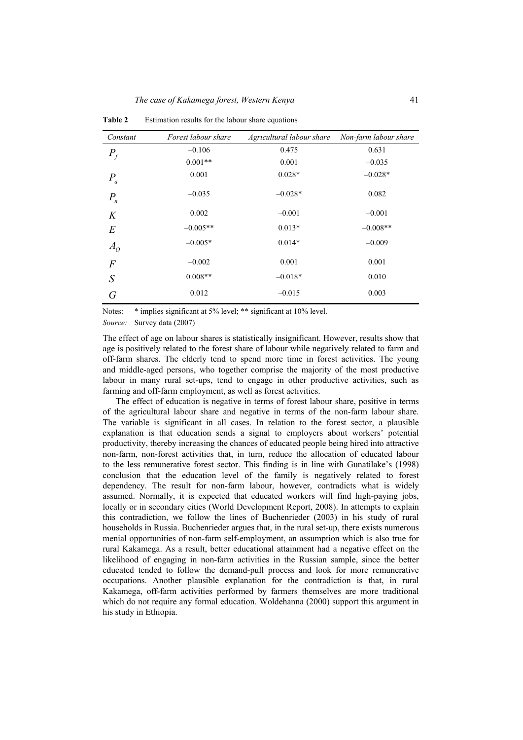**Table 2** Estimation results for the labour share equations

| *Constant* | *Forest labour share* | *Agricultural labour share* | *Non-farm labour share* |
|---|---|---|---|
| $P_f$ | –0.106 | 0.475 | 0.631 |
| | 0.001** | 0.001 | –0.035 |
| $P_a$ | 0.001 | 0.028* | –0.028* |
| $P_n$ | –0.035 | –0.028* | 0.082 |
| $K$ | 0.002 | –0.001 | –0.001 |
| $E$ | –0.005** | 0.013* | –0.008** |
| $A_O$ | –0.005* | 0.014* | –0.009 |
| $F$ | –0.002 | 0.001 | 0.001 |
| $S$ | 0.008** | –0.018* | 0.010 |
| $G$ | 0.012 | –0.015 | 0.003 |

Notes: * implies significant at 5% level; ** significant at 10% level.

*Source:* Survey data (2007)

The effect of age on labour shares is statistically insignificant. However, results show that age is positively related to the forest share of labour while negatively related to farm and off-farm shares. The elderly tend to spend more time in forest activities. The young and middle-aged persons, who together comprise the majority of the most productive labour in many rural set-ups, tend to engage in other productive activities, such as farming and off-farm employment, as well as forest activities.

The effect of education is negative in terms of forest labour share, positive in terms of the agricultural labour share and negative in terms of the non-farm labour share. The variable is significant in all cases. In relation to the forest sector, a plausible explanation is that education sends a signal to employers about workers' potential productivity, thereby increasing the chances of educated people being hired into attractive non-farm, non-forest activities that, in turn, reduce the allocation of educated labour to the less remunerative forest sector. This finding is in line with Gunatilake's (1998) conclusion that the education level of the family is negatively related to forest dependency. The result for non-farm labour, however, contradicts what is widely assumed. Normally, it is expected that educated workers will find high-paying jobs, locally or in secondary cities (World Development Report, 2008). In attempts to explain this contradiction, we follow the lines of Buchenrieder (2003) in his study of rural households in Russia. Buchenrieder argues that, in the rural set-up, there exists numerous menial opportunities of non-farm self-employment, an assumption which is also true for rural Kakamega. As a result, better educational attainment had a negative effect on the likelihood of engaging in non-farm activities in the Russian sample, since the better educated tended to follow the demand-pull process and look for more remunerative occupations. Another plausible explanation for the contradiction is that, in rural Kakamega, off-farm activities performed by farmers themselves are more traditional which do not require any formal education. Woldehanna (2000) support this argument in his study in Ethiopia.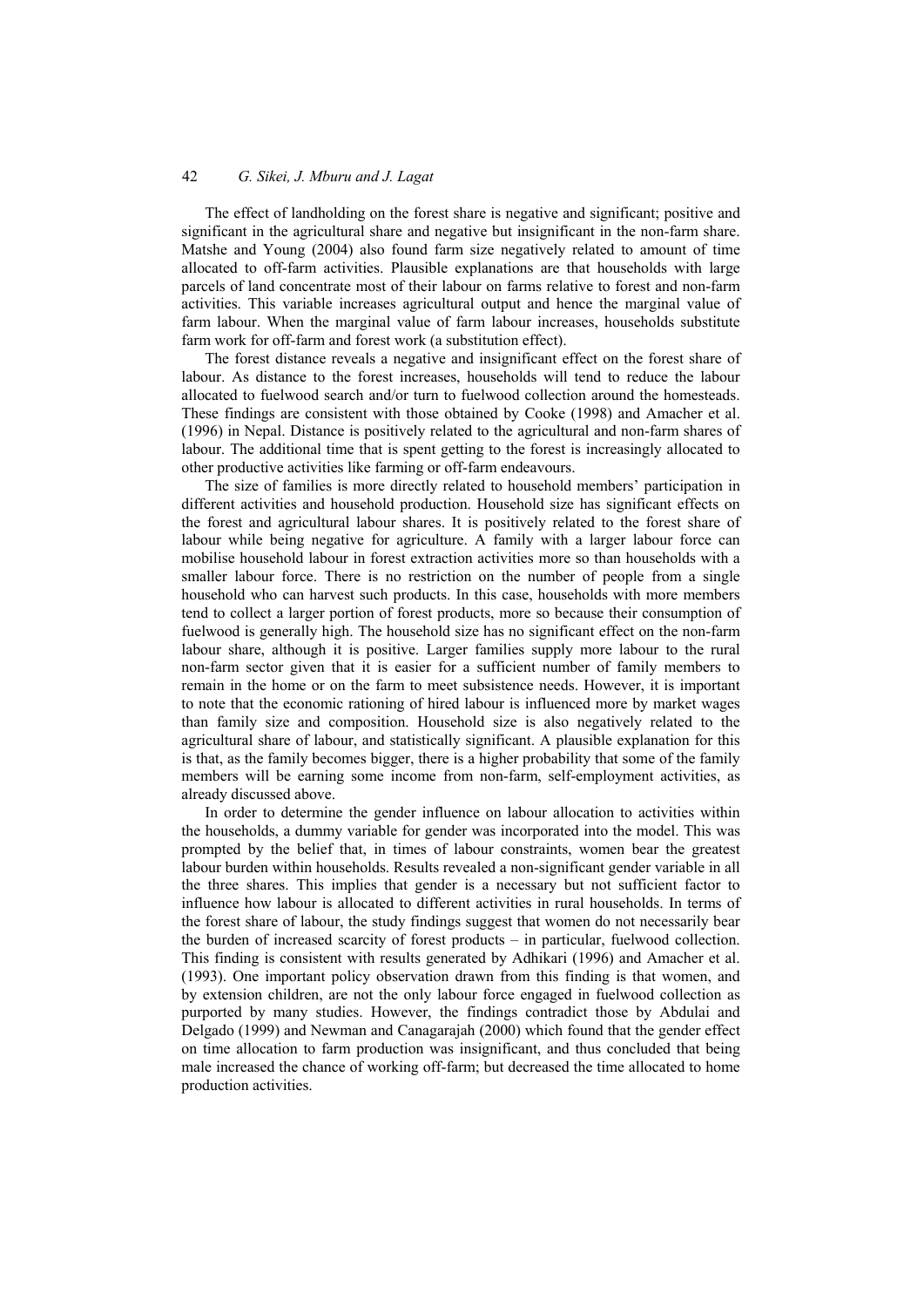The effect of landholding on the forest share is negative and significant; positive and significant in the agricultural share and negative but insignificant in the non-farm share. Matshe and Young (2004) also found farm size negatively related to amount of time allocated to off-farm activities. Plausible explanations are that households with large parcels of land concentrate most of their labour on farms relative to forest and non-farm activities. This variable increases agricultural output and hence the marginal value of farm labour. When the marginal value of farm labour increases, households substitute farm work for off-farm and forest work (a substitution effect).

The forest distance reveals a negative and insignificant effect on the forest share of labour. As distance to the forest increases, households will tend to reduce the labour allocated to fuelwood search and/or turn to fuelwood collection around the homesteads. These findings are consistent with those obtained by Cooke (1998) and Amacher et al. (1996) in Nepal. Distance is positively related to the agricultural and non-farm shares of labour. The additional time that is spent getting to the forest is increasingly allocated to other productive activities like farming or off-farm endeavours.

The size of families is more directly related to household members' participation in different activities and household production. Household size has significant effects on the forest and agricultural labour shares. It is positively related to the forest share of labour while being negative for agriculture. A family with a larger labour force can mobilise household labour in forest extraction activities more so than households with a smaller labour force. There is no restriction on the number of people from a single household who can harvest such products. In this case, households with more members tend to collect a larger portion of forest products, more so because their consumption of fuelwood is generally high. The household size has no significant effect on the non-farm labour share, although it is positive. Larger families supply more labour to the rural non-farm sector given that it is easier for a sufficient number of family members to remain in the home or on the farm to meet subsistence needs. However, it is important to note that the economic rationing of hired labour is influenced more by market wages than family size and composition. Household size is also negatively related to the agricultural share of labour, and statistically significant. A plausible explanation for this is that, as the family becomes bigger, there is a higher probability that some of the family members will be earning some income from non-farm, self-employment activities, as already discussed above.

In order to determine the gender influence on labour allocation to activities within the households, a dummy variable for gender was incorporated into the model. This was prompted by the belief that, in times of labour constraints, women bear the greatest labour burden within households. Results revealed a non-significant gender variable in all the three shares. This implies that gender is a necessary but not sufficient factor to influence how labour is allocated to different activities in rural households. In terms of the forest share of labour, the study findings suggest that women do not necessarily bear the burden of increased scarcity of forest products – in particular, fuelwood collection. This finding is consistent with results generated by Adhikari (1996) and Amacher et al. (1993). One important policy observation drawn from this finding is that women, and by extension children, are not the only labour force engaged in fuelwood collection as purported by many studies. However, the findings contradict those by Abdulai and Delgado (1999) and Newman and Canagarajah (2000) which found that the gender effect on time allocation to farm production was insignificant, and thus concluded that being male increased the chance of working off-farm; but decreased the time allocated to home production activities.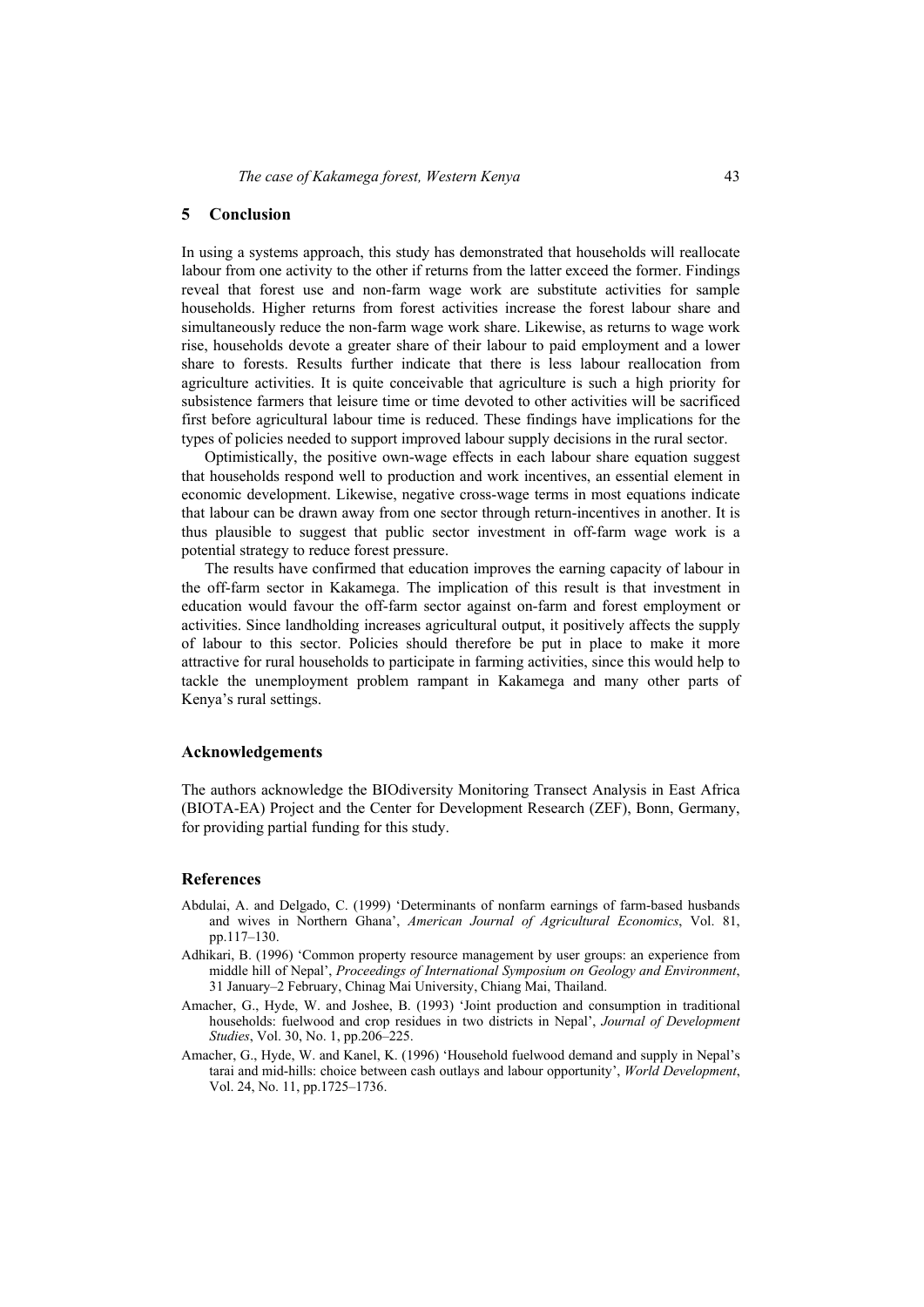## 5 Conclusion

In using a systems approach, this study has demonstrated that households will reallocate labour from one activity to the other if returns from the latter exceed the former. Findings reveal that forest use and non-farm wage work are substitute activities for sample households. Higher returns from forest activities increase the forest labour share and simultaneously reduce the non-farm wage work share. Likewise, as returns to wage work rise, households devote a greater share of their labour to paid employment and a lower share to forests. Results further indicate that there is less labour reallocation from agriculture activities. It is quite conceivable that agriculture is such a high priority for subsistence farmers that leisure time or time devoted to other activities will be sacrificed first before agricultural labour time is reduced. These findings have implications for the types of policies needed to support improved labour supply decisions in the rural sector.

Optimistically, the positive own-wage effects in each labour share equation suggest that households respond well to production and work incentives, an essential element in economic development. Likewise, negative cross-wage terms in most equations indicate that labour can be drawn away from one sector through return-incentives in another. It is thus plausible to suggest that public sector investment in off-farm wage work is a potential strategy to reduce forest pressure.

The results have confirmed that education improves the earning capacity of labour in the off-farm sector in Kakamega. The implication of this result is that investment in education would favour the off-farm sector against on-farm and forest employment or activities. Since landholding increases agricultural output, it positively affects the supply of labour to this sector. Policies should therefore be put in place to make it more attractive for rural households to participate in farming activities, since this would help to tackle the unemployment problem rampant in Kakamega and many other parts of Kenya's rural settings.

## Acknowledgements

The authors acknowledge the BIOdiversity Monitoring Transect Analysis in East Africa (BIOTA-EA) Project and the Center for Development Research (ZEF), Bonn, Germany, for providing partial funding for this study.

## References

Abdulai, A. and Delgado, C. (1999) 'Determinants of nonfarm earnings of farm-based husbands and wives in Northern Ghana', *American Journal of Agricultural Economics*, Vol. 81, pp.117–130.

Adhikari, B. (1996) 'Common property resource management by user groups: an experience from middle hill of Nepal', *Proceedings of International Symposium on Geology and Environment*, 31 January–2 February, Chinag Mai University, Chiang Mai, Thailand.

Amacher, G., Hyde, W. and Joshee, B. (1993) 'Joint production and consumption in traditional households: fuelwood and crop residues in two districts in Nepal', *Journal of Development Studies*, Vol. 30, No. 1, pp.206–225.

Amacher, G., Hyde, W. and Kanel, K. (1996) 'Household fuelwood demand and supply in Nepal's tarai and mid-hills: choice between cash outlays and labour opportunity', *World Development*, Vol. 24, No. 11, pp.1725–1736.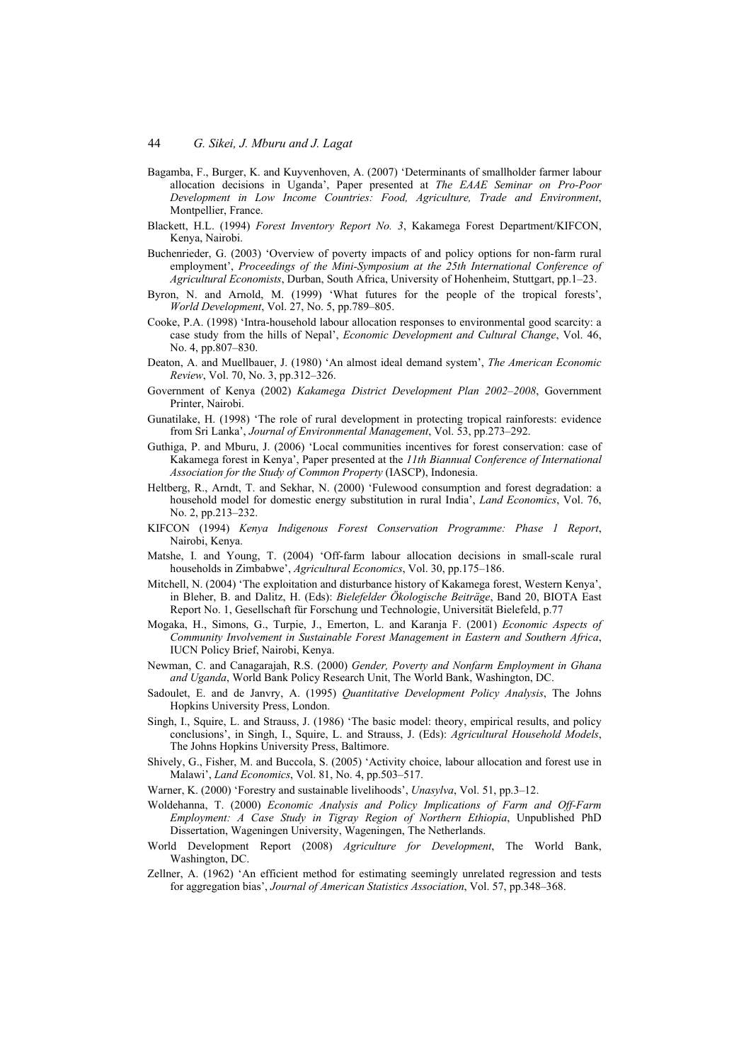Bagamba, F., Burger, K. and Kuyvenhoven, A. (2007) 'Determinants of smallholder farmer labour allocation decisions in Uganda', Paper presented at *The EAAE Seminar on Pro-Poor Development in Low Income Countries: Food, Agriculture, Trade and Environment*, Montpellier, France.

Blackett, H.L. (1994) *Forest Inventory Report No. 3*, Kakamega Forest Department/KIFCON, Kenya, Nairobi.

Buchenrieder, G. (2003) 'Overview of poverty impacts of and policy options for non-farm rural employment', *Proceedings of the Mini-Symposium at the 25th International Conference of Agricultural Economists*, Durban, South Africa, University of Hohenheim, Stuttgart, pp.1–23.

Byron, N. and Arnold, M. (1999) 'What futures for the people of the tropical forests', *World Development*, Vol. 27, No. 5, pp.789–805.

Cooke, P.A. (1998) 'Intra-household labour allocation responses to environmental good scarcity: a case study from the hills of Nepal', *Economic Development and Cultural Change*, Vol. 46, No. 4, pp.807–830.

Deaton, A. and Muellbauer, J. (1980) 'An almost ideal demand system', *The American Economic Review*, Vol. 70, No. 3, pp.312–326.

Government of Kenya (2002) *Kakamega District Development Plan 2002–2008*, Government Printer, Nairobi.

Gunatilake, H. (1998) 'The role of rural development in protecting tropical rainforests: evidence from Sri Lanka', *Journal of Environmental Management*, Vol. 53, pp.273–292.

Guthiga, P. and Mburu, J. (2006) 'Local communities incentives for forest conservation: case of Kakamega forest in Kenya', Paper presented at the *11th Biannual Conference of International Association for the Study of Common Property* (IASCP), Indonesia.

Heltberg, R., Arndt, T. and Sekhar, N. (2000) 'Fulewood consumption and forest degradation: a household model for domestic energy substitution in rural India', *Land Economics*, Vol. 76, No. 2, pp.213–232.

KIFCON (1994) *Kenya Indigenous Forest Conservation Programme: Phase 1 Report*, Nairobi, Kenya.

Matshe, I. and Young, T. (2004) 'Off-farm labour allocation decisions in small-scale rural households in Zimbabwe', *Agricultural Economics*, Vol. 30, pp.175–186.

Mitchell, N. (2004) 'The exploitation and disturbance history of Kakamega forest, Western Kenya', in Bleher, B. and Dalitz, H. (Eds): *Bielefelder Ökologische Beiträge*, Band 20, BIOTA East Report No. 1, Gesellschaft für Forschung und Technologie, Universität Bielefeld, p.77

Mogaka, H., Simons, G., Turpie, J., Emerton, L. and Karanja F. (2001) *Economic Aspects of Community Involvement in Sustainable Forest Management in Eastern and Southern Africa*, IUCN Policy Brief, Nairobi, Kenya.

Newman, C. and Canagarajah, R.S. (2000) *Gender, Poverty and Nonfarm Employment in Ghana and Uganda*, World Bank Policy Research Unit, The World Bank, Washington, DC.

Sadoulet, E. and de Janvry, A. (1995) *Quantitative Development Policy Analysis*, The Johns Hopkins University Press, London.

Singh, I., Squire, L. and Strauss, J. (1986) 'The basic model: theory, empirical results, and policy conclusions', in Singh, I., Squire, L. and Strauss, J. (Eds): *Agricultural Household Models*, The Johns Hopkins University Press, Baltimore.

Shively, G., Fisher, M. and Buccola, S. (2005) 'Activity choice, labour allocation and forest use in Malawi', *Land Economics*, Vol. 81, No. 4, pp.503–517.

Warner, K. (2000) 'Forestry and sustainable livelihoods', *Unasylva*, Vol. 51, pp.3–12.

Woldehanna, T. (2000) *Economic Analysis and Policy Implications of Farm and Off-Farm Employment: A Case Study in Tigray Region of Northern Ethiopia*, Unpublished PhD Dissertation, Wageningen University, Wageningen, The Netherlands.

World Development Report (2008) *Agriculture for Development*, The World Bank, Washington, DC.

Zellner, A. (1962) 'An efficient method for estimating seemingly unrelated regression and tests for aggregation bias', *Journal of American Statistics Association*, Vol. 57, pp.348–368.